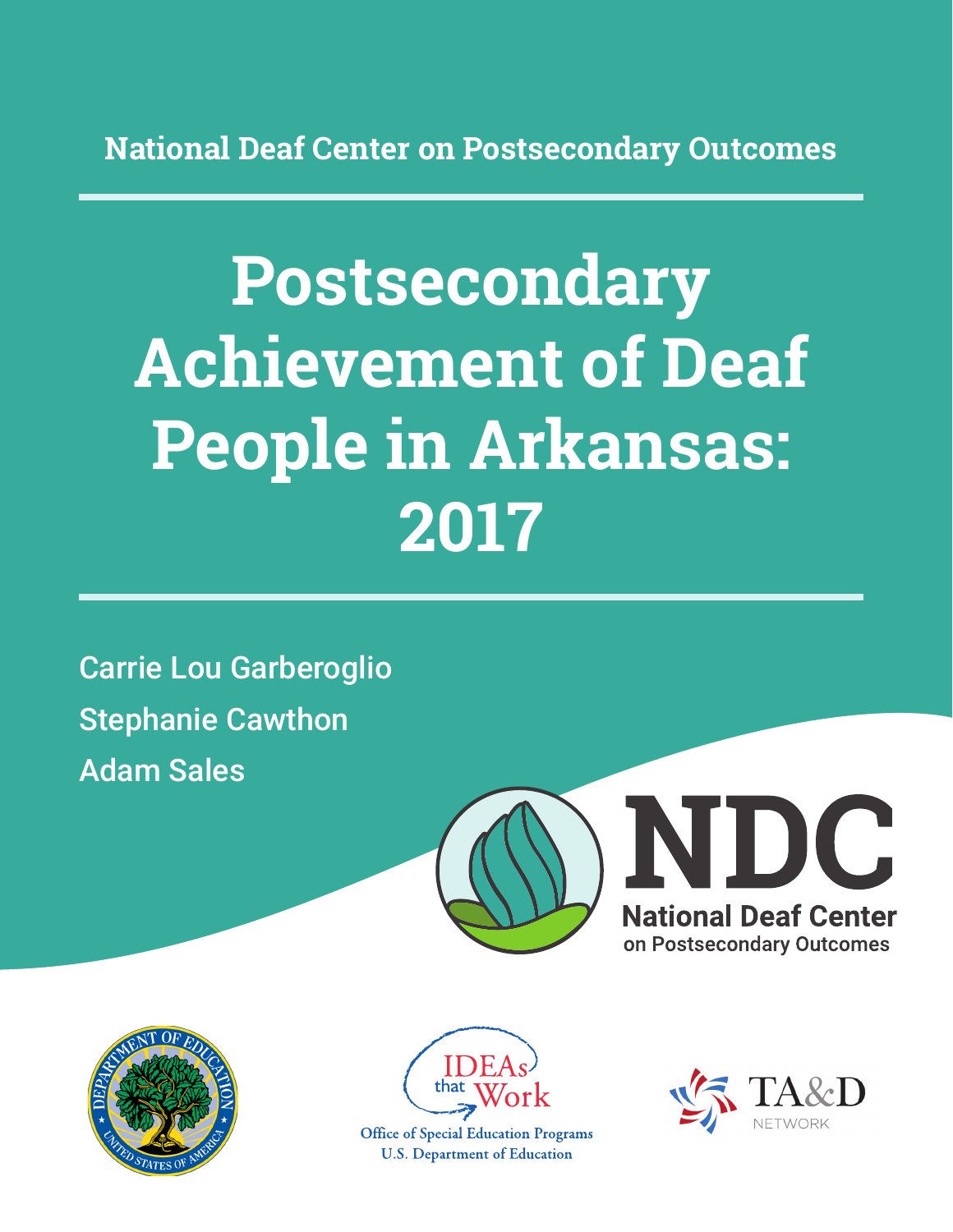National Deaf Center on Postsecondary Outcomes

# Postsecondary Achievement of Deaf People in Arkansas: 2017

Carrie Lou Garberoglio

Stephanie Cawthon

Adam Sales

NDC

National Deaf Center on Postsecondary Outcomes

IDEAs that Work

Office of Special Education Programs
U.S. Department of Education

TA&D NETWORK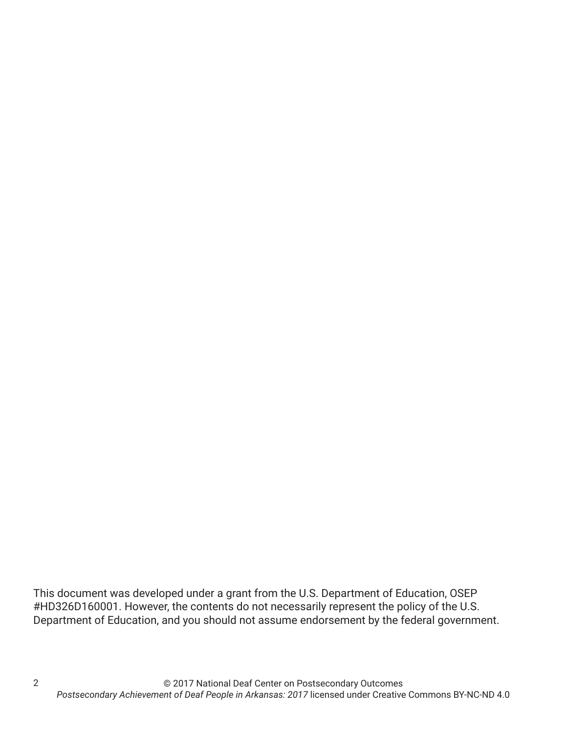This document was developed under a grant from the U.S. Department of Education, OSEP #HD326D160001. However, the contents do not necessarily represent the policy of the U.S. Department of Education, and you should not assume endorsement by the federal government.

© 2017 National Deaf Center on Postsecondary Outcomes
*Postsecondary Achievement of Deaf People in Arkansas: 2017* licensed under Creative Commons BY-NC-ND 4.0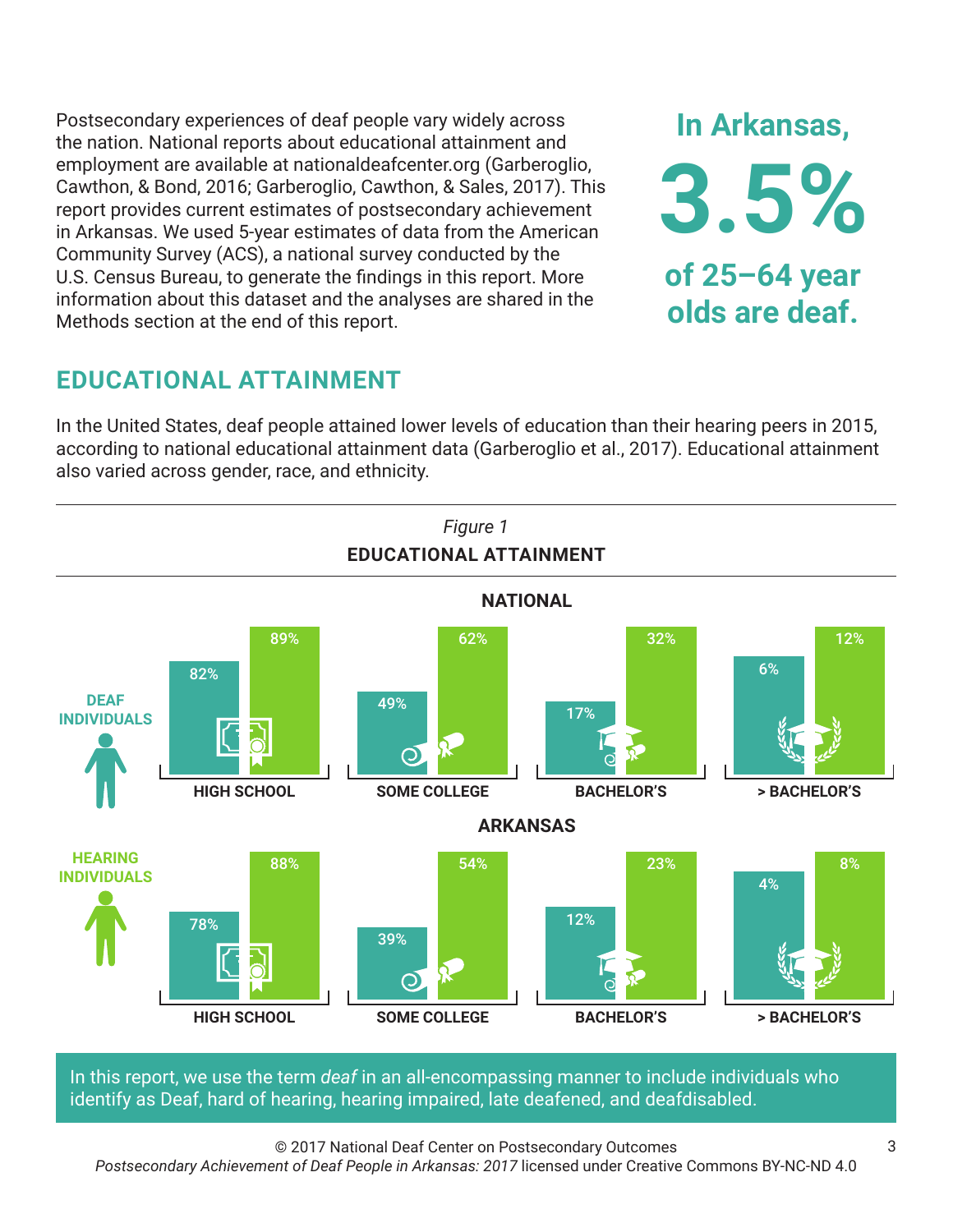Postsecondary experiences of deaf people vary widely across the nation. National reports about educational attainment and employment are available at nationaldeafcenter.org (Garberoglio, Cawthon, & Bond, 2016; Garberoglio, Cawthon, & Sales, 2017). This report provides current estimates of postsecondary achievement in Arkansas. We used 5-year estimates of data from the American Community Survey (ACS), a national survey conducted by the U.S. Census Bureau, to generate the findings in this report. More information about this dataset and the analyses are shared in the Methods section at the end of this report.

**In Arkansas, 3.5% of 25–64 year olds are deaf.**

## EDUCATIONAL ATTAINMENT

In the United States, deaf people attained lower levels of education than their hearing peers in 2015, according to national educational attainment data (Garberoglio et al., 2017). Educational attainment also varied across gender, race, and ethnicity.

*Figure 1*

**EDUCATIONAL ATTAINMENT**

**NATIONAL**

| | HIGH SCHOOL | SOME COLLEGE | BACHELOR'S | > BACHELOR'S |
|---|---|---|---|---|
| DEAF INDIVIDUALS | 82% | 49% | 17% | 6% |
| HEARING INDIVIDUALS | 89% | 62% | 32% | 12% |

**ARKANSAS**

| | HIGH SCHOOL | SOME COLLEGE | BACHELOR'S | > BACHELOR'S |
|---|---|---|---|---|
| DEAF INDIVIDUALS | 78% | 39% | 12% | 4% |
| HEARING INDIVIDUALS | 88% | 54% | 23% | 8% |

In this report, we use the term *deaf* in an all-encompassing manner to include individuals who identify as Deaf, hard of hearing, hearing impaired, late deafened, and deafdisabled.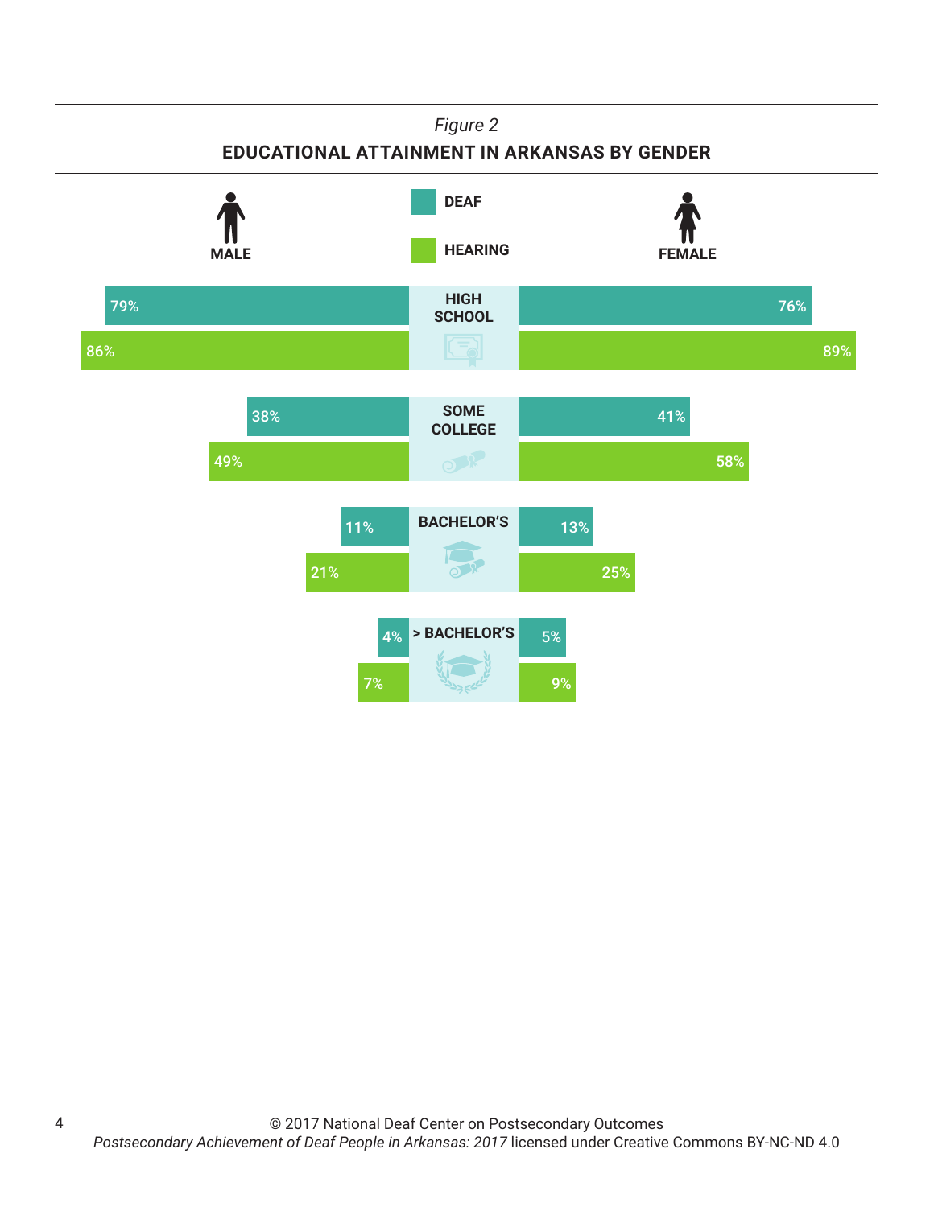*Figure 2*

**EDUCATIONAL ATTAINMENT IN ARKANSAS BY GENDER**

| | Male Deaf | Male Hearing | Female Deaf | Female Hearing |
|---|---|---|---|---|
| HIGH SCHOOL | 79% | 86% | 76% | 89% |
| SOME COLLEGE | 38% | 49% | 41% | 58% |
| BACHELOR'S | 11% | 21% | 13% | 25% |
| > BACHELOR'S | 4% | 7% | 5% | 9% |

© 2017 National Deaf Center on Postsecondary Outcomes
*Postsecondary Achievement of Deaf People in Arkansas: 2017* licensed under Creative Commons BY-NC-ND 4.0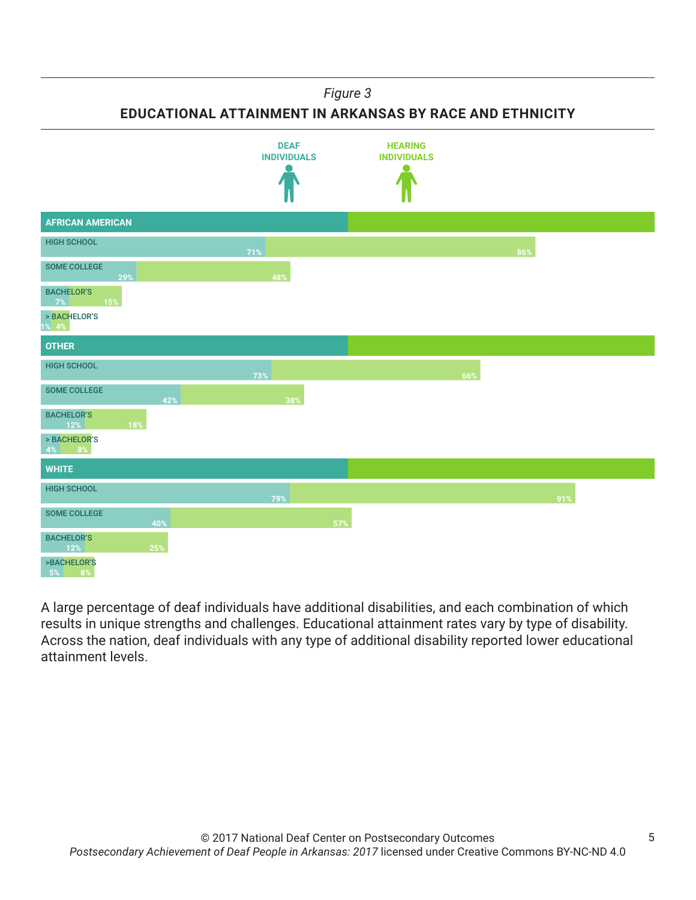*Figure 3*

**EDUCATIONAL ATTAINMENT IN ARKANSAS BY RACE AND ETHNICITY**

| | Deaf Individuals | Hearing Individuals |
|---|---|---|
| **AFRICAN AMERICAN** | | |
| High School | 71% | 86% |
| Some College | 29% | 48% |
| Bachelor's | 7% | 15% |
| > Bachelor's | 1% | 4% |
| **OTHER** | | |
| High School | 73% | 66% |
| Some College | 42% | 38% |
| Bachelor's | 12% | 18% |
| > Bachelor's | 4% | 8% |
| **WHITE** | | |
| High School | 79% | 91% |
| Some College | 40% | 57% |
| Bachelor's | 12% | 25% |
| >Bachelor's | 5% | 8% |

A large percentage of deaf individuals have additional disabilities, and each combination of which results in unique strengths and challenges. Educational attainment rates vary by type of disability. Across the nation, deaf individuals with any type of additional disability reported lower educational attainment levels.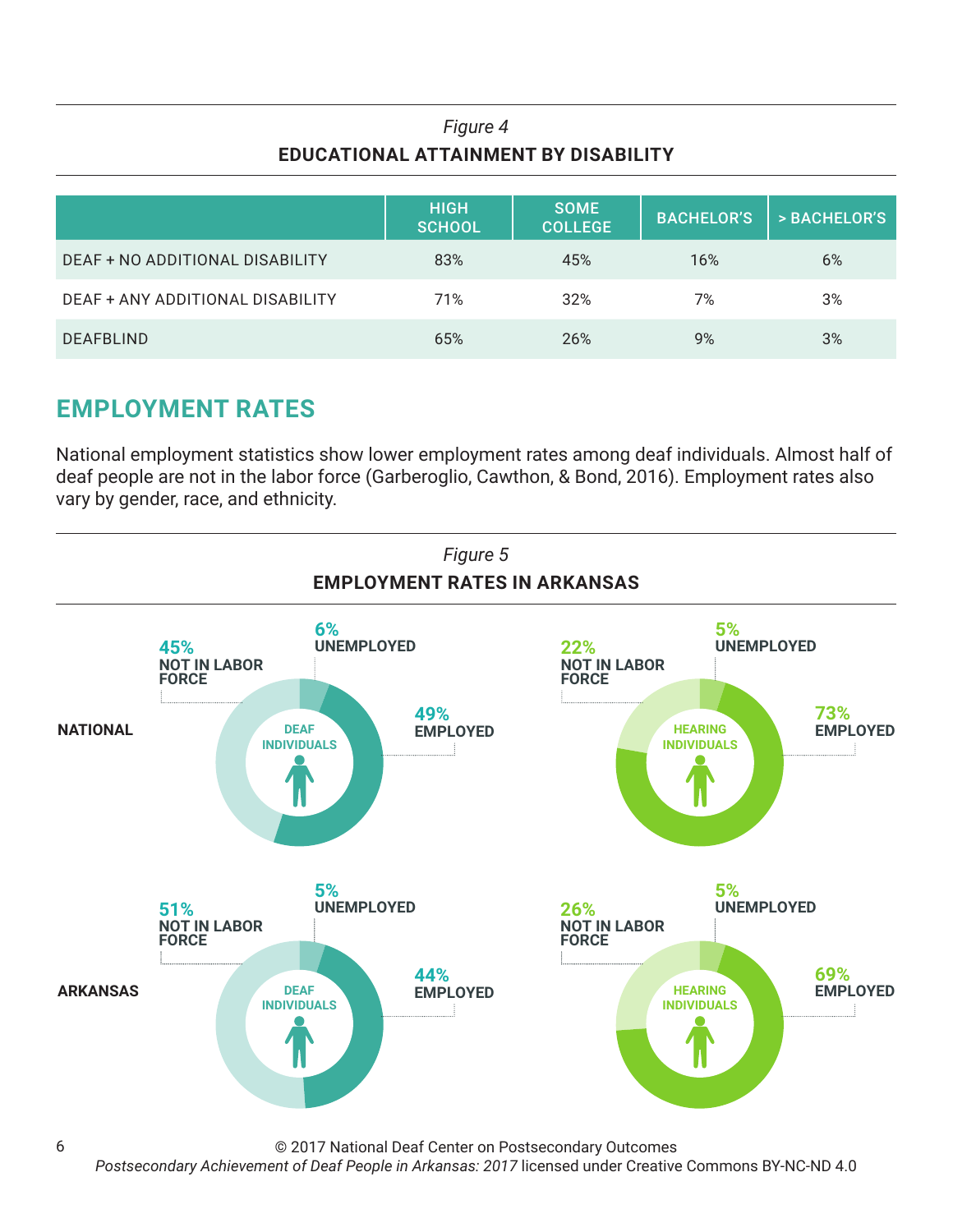*Figure 4*

**EDUCATIONAL ATTAINMENT BY DISABILITY**

| | HIGH SCHOOL | SOME COLLEGE | BACHELOR'S | > BACHELOR'S |
|---|---|---|---|---|
| DEAF + NO ADDITIONAL DISABILITY | 83% | 45% | 16% | 6% |
| DEAF + ANY ADDITIONAL DISABILITY | 71% | 32% | 7% | 3% |
| DEAFBLIND | 65% | 26% | 9% | 3% |

## EMPLOYMENT RATES

National employment statistics show lower employment rates among deaf individuals. Almost half of deaf people are not in the labor force (Garberoglio, Cawthon, & Bond, 2016). Employment rates also vary by gender, race, and ethnicity.

*Figure 5*

**EMPLOYMENT RATES IN ARKANSAS**

**NATIONAL**

DEAF INDIVIDUALS: 45% NOT IN LABOR FORCE; 6% UNEMPLOYED; 49% EMPLOYED

HEARING INDIVIDUALS: 22% NOT IN LABOR FORCE; 5% UNEMPLOYED; 73% EMPLOYED

**ARKANSAS**

DEAF INDIVIDUALS: 51% NOT IN LABOR FORCE; 5% UNEMPLOYED; 44% EMPLOYED

HEARING INDIVIDUALS: 26% NOT IN LABOR FORCE; 5% UNEMPLOYED; 69% EMPLOYED

© 2017 National Deaf Center on Postsecondary Outcomes
*Postsecondary Achievement of Deaf People in Arkansas: 2017* licensed under Creative Commons BY-NC-ND 4.0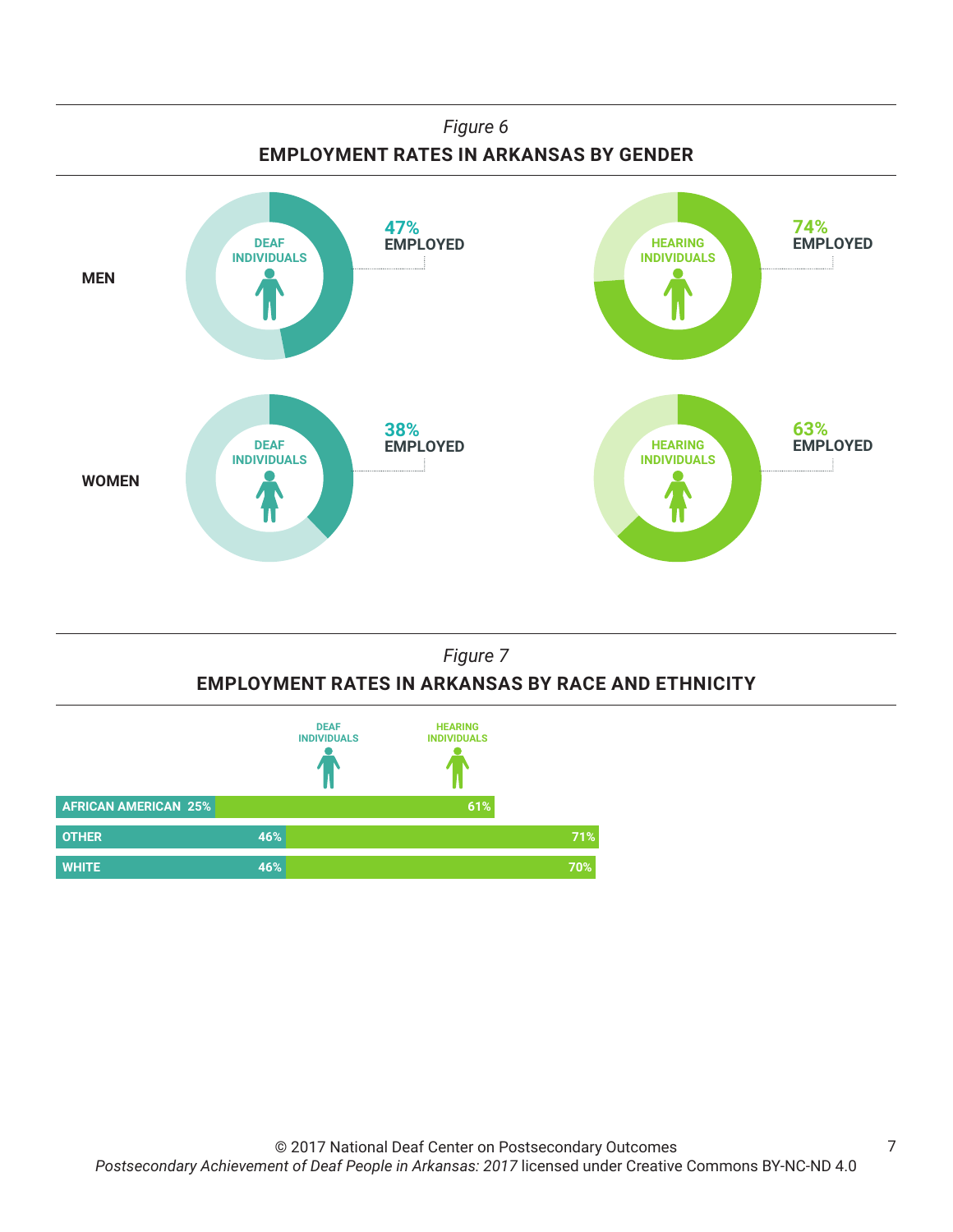*Figure 6*

**EMPLOYMENT RATES IN ARKANSAS BY GENDER**

| | Deaf Individuals | Hearing Individuals |
|---|---|---|
| MEN | 47% EMPLOYED | 74% EMPLOYED |
| WOMEN | 38% EMPLOYED | 63% EMPLOYED |

*Figure 7*

**EMPLOYMENT RATES IN ARKANSAS BY RACE AND ETHNICITY**

| | Deaf Individuals | Hearing Individuals |
|---|---|---|
| AFRICAN AMERICAN | 25% | 61% |
| OTHER | 46% | 71% |
| WHITE | 46% | 70% |

© 2017 National Deaf Center on Postsecondary Outcomes
*Postsecondary Achievement of Deaf People in Arkansas: 2017* licensed under Creative Commons BY-NC-ND 4.0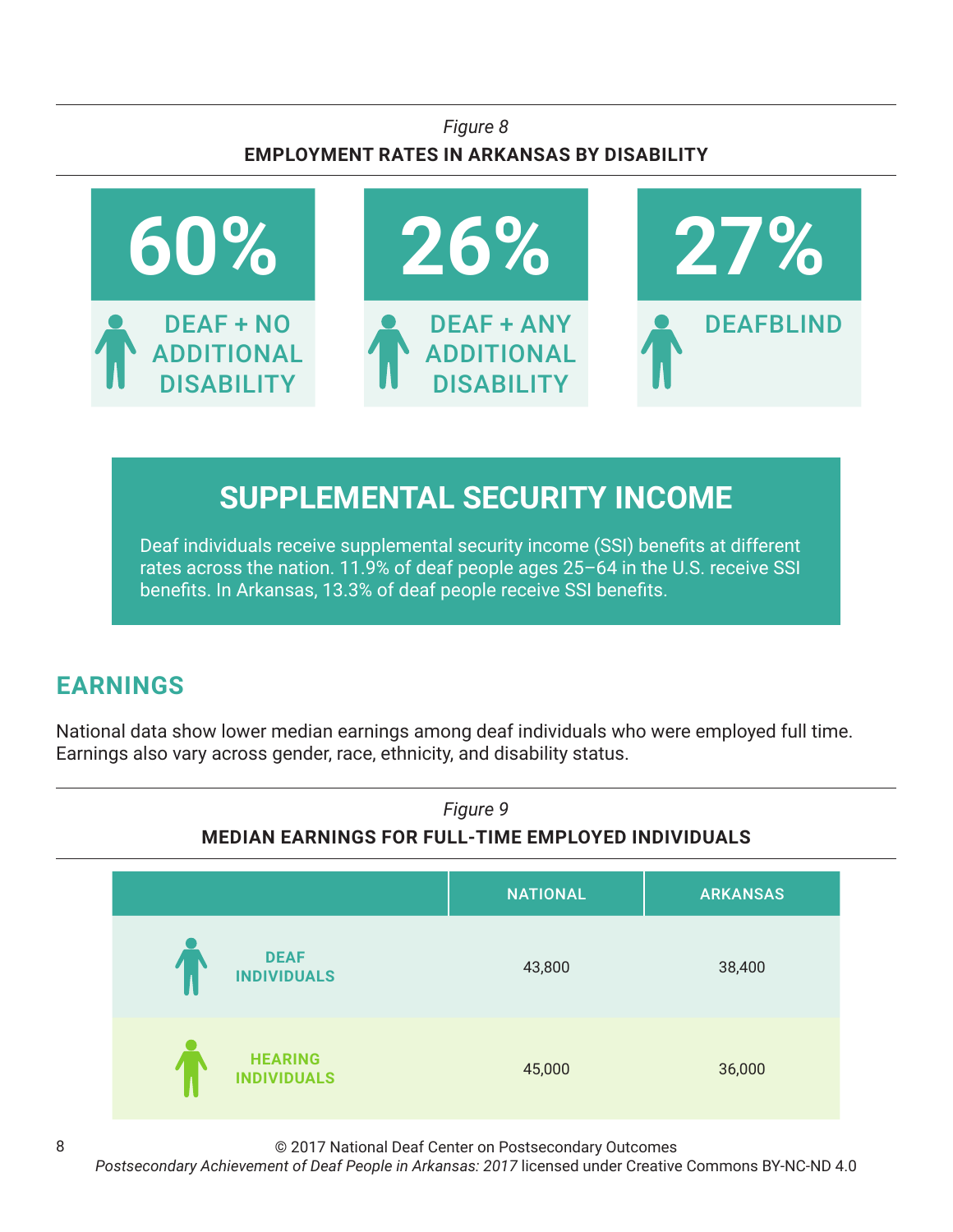*Figure 8*

**EMPLOYMENT RATES IN ARKANSAS BY DISABILITY**

| 60% | 26% | 27% |
|---|---|---|
| DEAF + NO ADDITIONAL DISABILITY | DEAF + ANY ADDITIONAL DISABILITY | DEAFBLIND |

## SUPPLEMENTAL SECURITY INCOME

Deaf individuals receive supplemental security income (SSI) benefits at different rates across the nation. 11.9% of deaf people ages 25–64 in the U.S. receive SSI benefits. In Arkansas, 13.3% of deaf people receive SSI benefits.

## EARNINGS

National data show lower median earnings among deaf individuals who were employed full time. Earnings also vary across gender, race, ethnicity, and disability status.

*Figure 9*

**MEDIAN EARNINGS FOR FULL-TIME EMPLOYED INDIVIDUALS**

| | NATIONAL | ARKANSAS |
|---|---|---|
| DEAF INDIVIDUALS | 43,800 | 38,400 |
| HEARING INDIVIDUALS | 45,000 | 36,000 |

© 2017 National Deaf Center on Postsecondary Outcomes
*Postsecondary Achievement of Deaf People in Arkansas: 2017* licensed under Creative Commons BY-NC-ND 4.0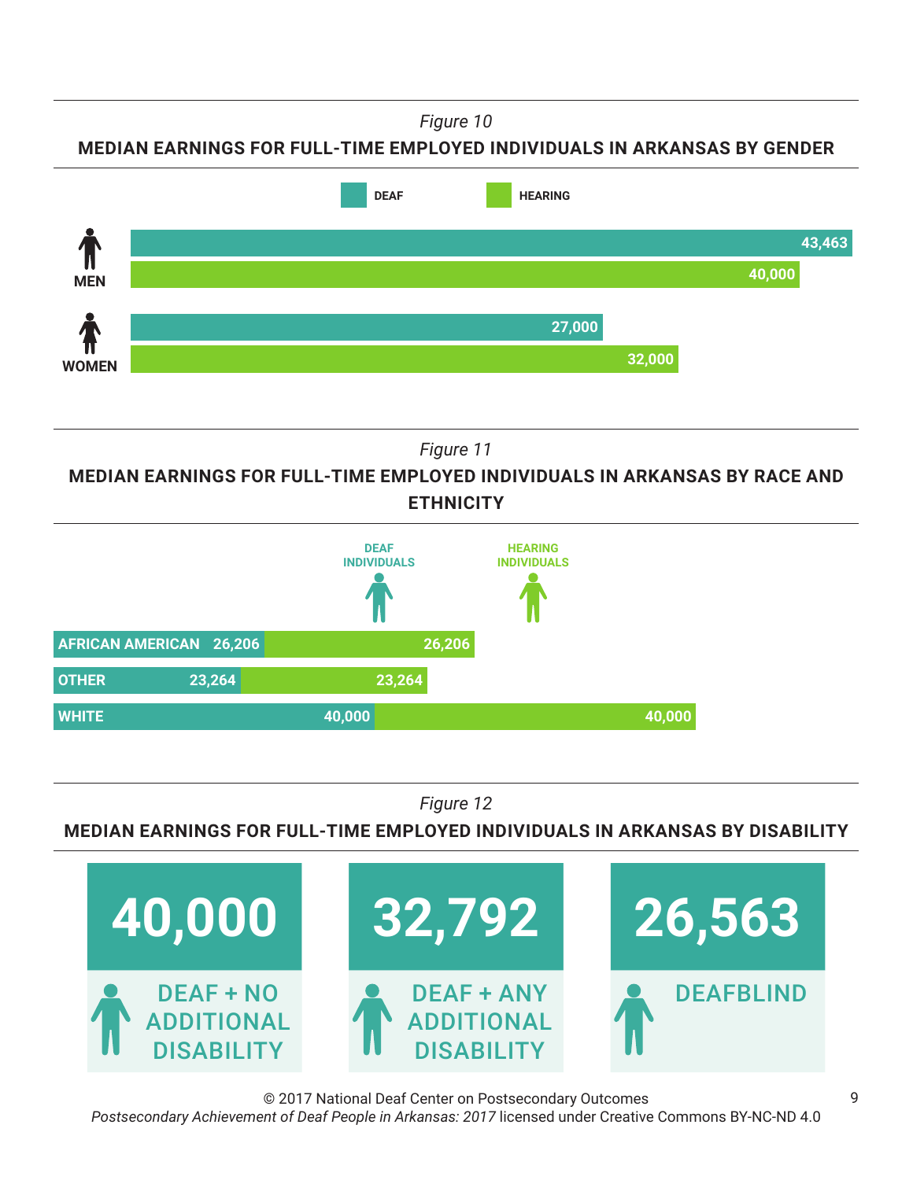*Figure 10*

**MEDIAN EARNINGS FOR FULL-TIME EMPLOYED INDIVIDUALS IN ARKANSAS BY GENDER**

| | DEAF | HEARING |
|---|---|---|
| MEN | 43,463 | 40,000 |
| WOMEN | 27,000 | 32,000 |

*Figure 11*

**MEDIAN EARNINGS FOR FULL-TIME EMPLOYED INDIVIDUALS IN ARKANSAS BY RACE AND ETHNICITY**

| | DEAF INDIVIDUALS | HEARING INDIVIDUALS |
|---|---|---|
| AFRICAN AMERICAN | 26,206 | 26,206 |
| OTHER | 23,264 | 23,264 |
| WHITE | 40,000 | 40,000 |

*Figure 12*

**MEDIAN EARNINGS FOR FULL-TIME EMPLOYED INDIVIDUALS IN ARKANSAS BY DISABILITY**

| DEAF + NO ADDITIONAL DISABILITY | DEAF + ANY ADDITIONAL DISABILITY | DEAFBLIND |
|---|---|---|
| 40,000 | 32,792 | 26,563 |

© 2017 National Deaf Center on Postsecondary Outcomes
*Postsecondary Achievement of Deaf People in Arkansas: 2017* licensed under Creative Commons BY-NC-ND 4.0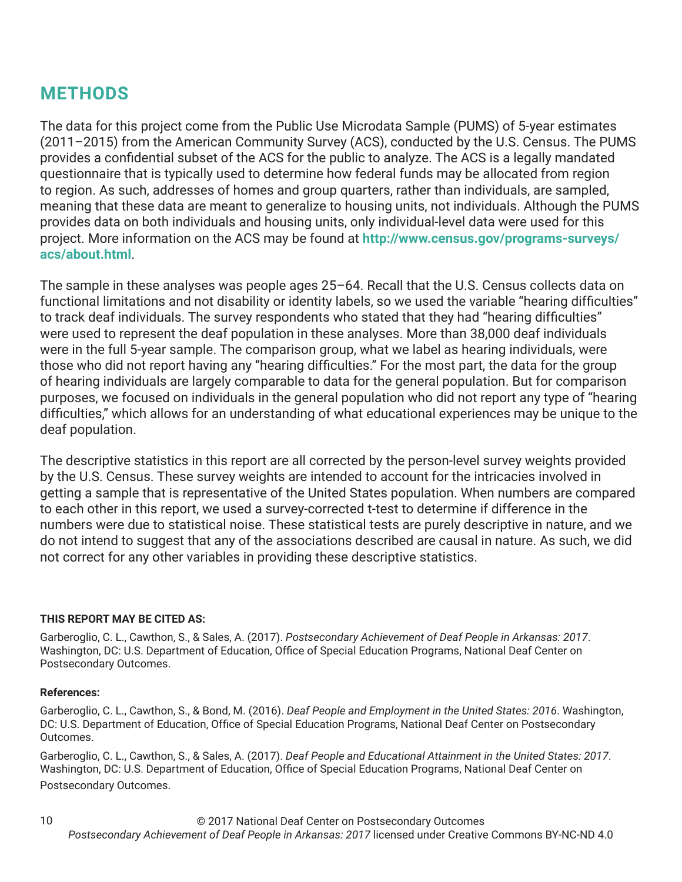## METHODS

The data for this project come from the Public Use Microdata Sample (PUMS) of 5-year estimates (2011–2015) from the American Community Survey (ACS), conducted by the U.S. Census. The PUMS provides a confidential subset of the ACS for the public to analyze. The ACS is a legally mandated questionnaire that is typically used to determine how federal funds may be allocated from region to region. As such, addresses of homes and group quarters, rather than individuals, are sampled, meaning that these data are meant to generalize to housing units, not individuals. Although the PUMS provides data on both individuals and housing units, only individual-level data were used for this project. More information on the ACS may be found at **http://www.census.gov/programs-surveys/acs/about.html**.

The sample in these analyses was people ages 25–64. Recall that the U.S. Census collects data on functional limitations and not disability or identity labels, so we used the variable "hearing difficulties" to track deaf individuals. The survey respondents who stated that they had "hearing difficulties" were used to represent the deaf population in these analyses. More than 38,000 deaf individuals were in the full 5-year sample. The comparison group, what we label as hearing individuals, were those who did not report having any "hearing difficulties." For the most part, the data for the group of hearing individuals are largely comparable to data for the general population. But for comparison purposes, we focused on individuals in the general population who did not report any type of "hearing difficulties," which allows for an understanding of what educational experiences may be unique to the deaf population.

The descriptive statistics in this report are all corrected by the person-level survey weights provided by the U.S. Census. These survey weights are intended to account for the intricacies involved in getting a sample that is representative of the United States population. When numbers are compared to each other in this report, we used a survey-corrected t-test to determine if difference in the numbers were due to statistical noise. These statistical tests are purely descriptive in nature, and we do not intend to suggest that any of the associations described are causal in nature. As such, we did not correct for any other variables in providing these descriptive statistics.

**THIS REPORT MAY BE CITED AS:**

Garberoglio, C. L., Cawthon, S., & Sales, A. (2017). *Postsecondary Achievement of Deaf People in Arkansas: 2017*. Washington, DC: U.S. Department of Education, Office of Special Education Programs, National Deaf Center on Postsecondary Outcomes.

**References:**

Garberoglio, C. L., Cawthon, S., & Bond, M. (2016). *Deaf People and Employment in the United States: 2016*. Washington, DC: U.S. Department of Education, Office of Special Education Programs, National Deaf Center on Postsecondary Outcomes.

Garberoglio, C. L., Cawthon, S., & Sales, A. (2017). *Deaf People and Educational Attainment in the United States: 2017*. Washington, DC: U.S. Department of Education, Office of Special Education Programs, National Deaf Center on Postsecondary Outcomes.

© 2017 National Deaf Center on Postsecondary Outcomes
*Postsecondary Achievement of Deaf People in Arkansas: 2017* licensed under Creative Commons BY-NC-ND 4.0